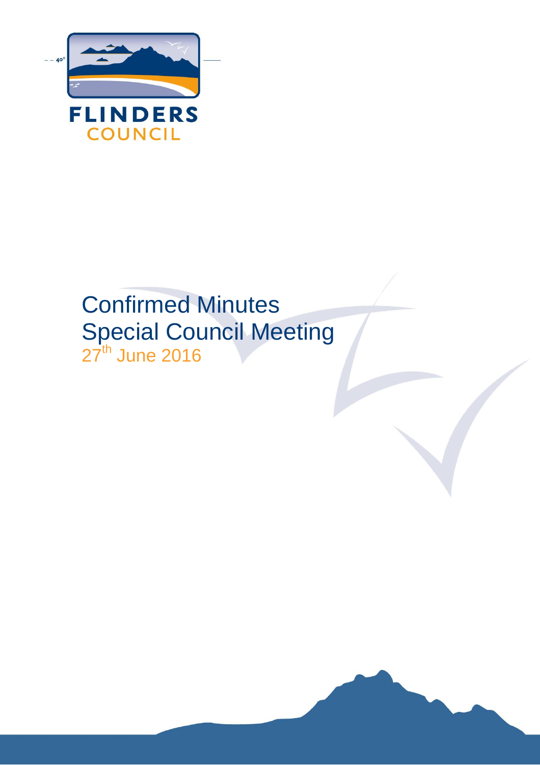FLINDERS
COUNCIL

# Confirmed Minutes
# Special Council Meeting

27th June 2016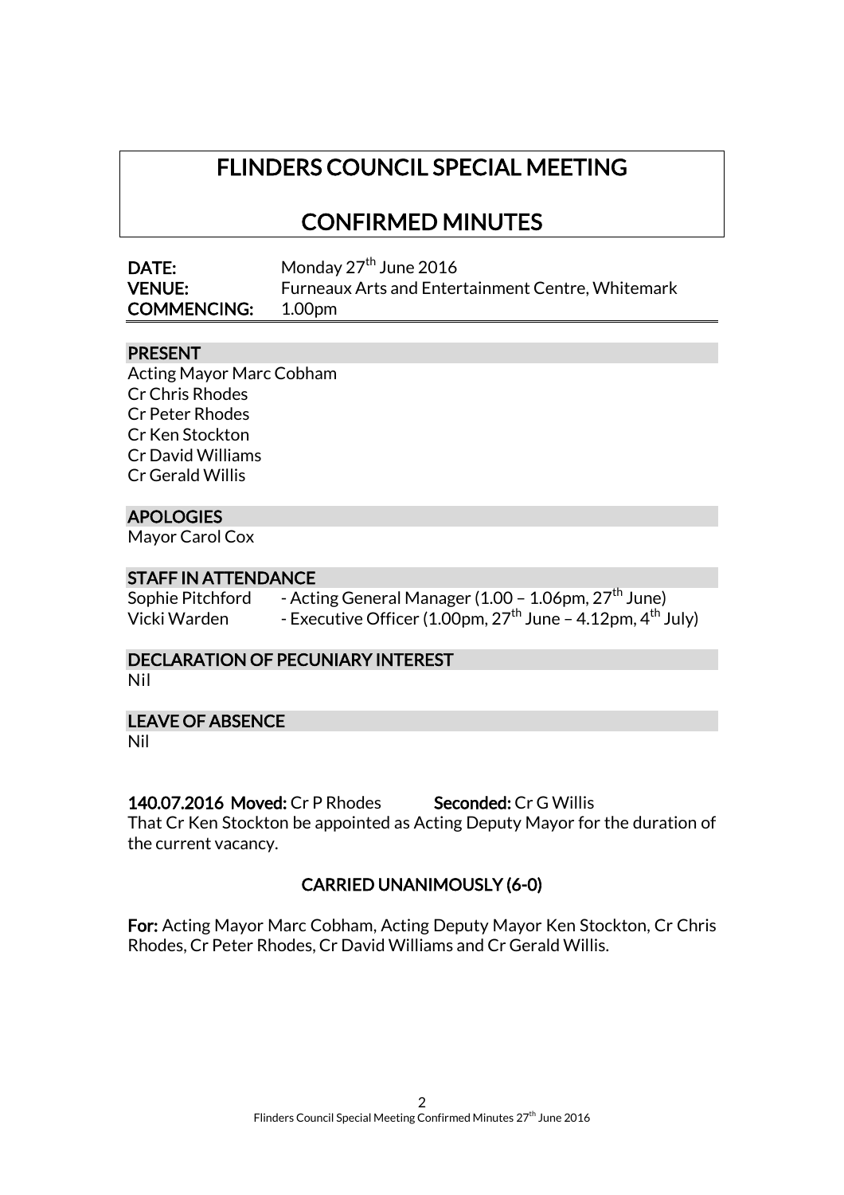# FLINDERS COUNCIL SPECIAL MEETING

## CONFIRMED MINUTES

**DATE:** Monday 27th June 2016
**VENUE:** Furneaux Arts and Entertainment Centre, Whitemark
**COMMENCING:** 1.00pm

### PRESENT

Acting Mayor Marc Cobham
Cr Chris Rhodes
Cr Peter Rhodes
Cr Ken Stockton
Cr David Williams
Cr Gerald Willis

### APOLOGIES

Mayor Carol Cox

### STAFF IN ATTENDANCE

Sophie Pitchford - Acting General Manager (1.00 – 1.06pm, 27th June)
Vicki Warden - Executive Officer (1.00pm, 27th June – 4.12pm, 4th July)

### DECLARATION OF PECUNIARY INTEREST

Nil

### LEAVE OF ABSENCE

Nil

**140.07.2016 Moved:** Cr P Rhodes **Seconded:** Cr G Willis
That Cr Ken Stockton be appointed as Acting Deputy Mayor for the duration of the current vacancy.

**CARRIED UNANIMOUSLY (6-0)**

**For:** Acting Mayor Marc Cobham, Acting Deputy Mayor Ken Stockton, Cr Chris Rhodes, Cr Peter Rhodes, Cr David Williams and Cr Gerald Willis.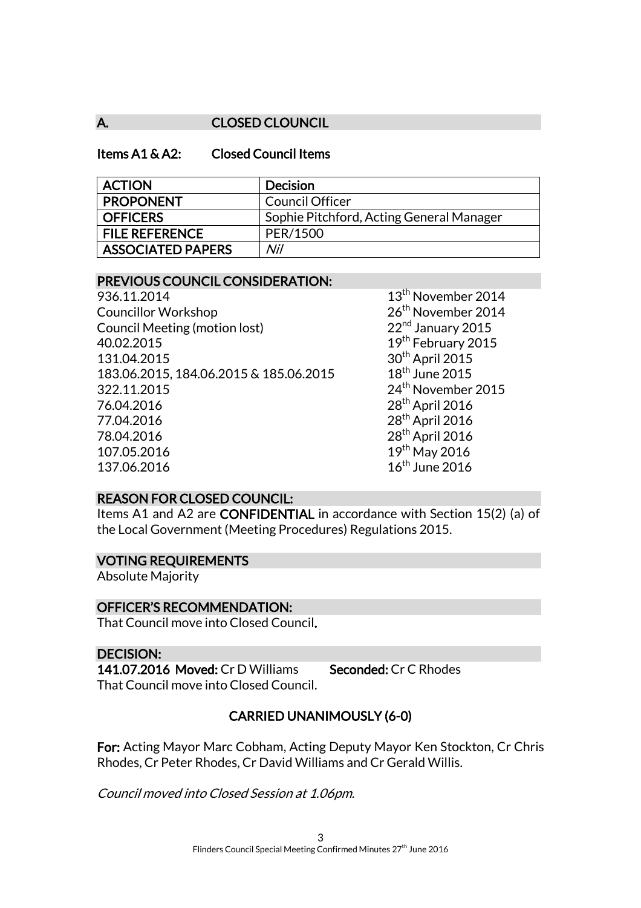## A. CLOSED CLOUNCIL

### Items A1 & A2: Closed Council Items

| ACTION | Decision |
| --- | --- |
| PROPONENT | Council Officer |
| OFFICERS | Sophie Pitchford, Acting General Manager |
| FILE REFERENCE | PER/1500 |
| ASSOCIATED PAPERS | *Nil* |

### PREVIOUS COUNCIL CONSIDERATION:

| | |
| --- | --- |
| 936.11.2014 | 13th November 2014 |
| Councillor Workshop | 26th November 2014 |
| Council Meeting (motion lost) | 22nd January 2015 |
| 40.02.2015 | 19th February 2015 |
| 131.04.2015 | 30th April 2015 |
| 183.06.2015, 184.06.2015 & 185.06.2015 | 18th June 2015 |
| 322.11.2015 | 24th November 2015 |
| 76.04.2016 | 28th April 2016 |
| 77.04.2016 | 28th April 2016 |
| 78.04.2016 | 28th April 2016 |
| 107.05.2016 | 19th May 2016 |
| 137.06.2016 | 16th June 2016 |

### REASON FOR CLOSED COUNCIL:

Items A1 and A2 are **CONFIDENTIAL** in accordance with Section 15(2) (a) of the Local Government (Meeting Procedures) Regulations 2015.

### VOTING REQUIREMENTS

Absolute Majority

### OFFICER'S RECOMMENDATION:

That Council move into Closed Council.

### DECISION:

**141.07.2016 Moved:** Cr D Williams **Seconded:** Cr C Rhodes

That Council move into Closed Council.

**CARRIED UNANIMOUSLY (6-0)**

**For:** Acting Mayor Marc Cobham, Acting Deputy Mayor Ken Stockton, Cr Chris Rhodes, Cr Peter Rhodes, Cr David Williams and Cr Gerald Willis.

*Council moved into Closed Session at 1.06pm.*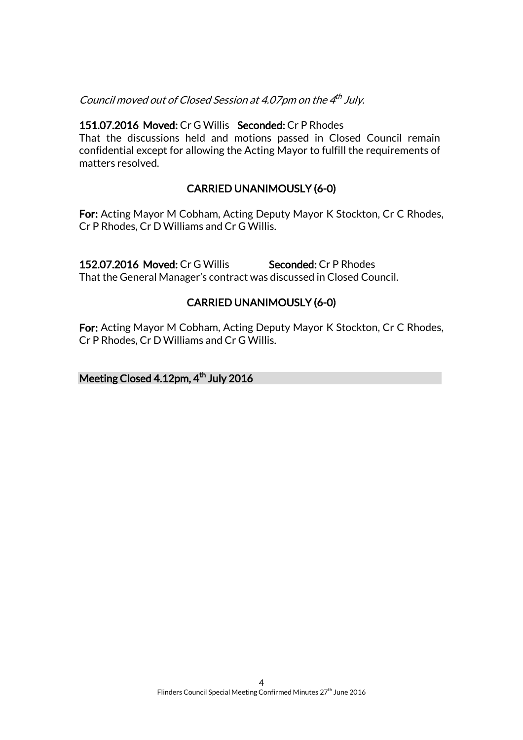*Council moved out of Closed Session at 4.07pm on the 4th July.*

**151.07.2016 Moved:** Cr G Willis **Seconded:** Cr P Rhodes
That the discussions held and motions passed in Closed Council remain confidential except for allowing the Acting Mayor to fulfill the requirements of matters resolved.

**CARRIED UNANIMOUSLY (6-0)**

**For:** Acting Mayor M Cobham, Acting Deputy Mayor K Stockton, Cr C Rhodes, Cr P Rhodes, Cr D Williams and Cr G Willis.

**152.07.2016 Moved:** Cr G Willis **Seconded:** Cr P Rhodes
That the General Manager's contract was discussed in Closed Council.

**CARRIED UNANIMOUSLY (6-0)**

**For:** Acting Mayor M Cobham, Acting Deputy Mayor K Stockton, Cr C Rhodes, Cr P Rhodes, Cr D Williams and Cr G Willis.

**Meeting Closed 4.12pm, 4th July 2016**